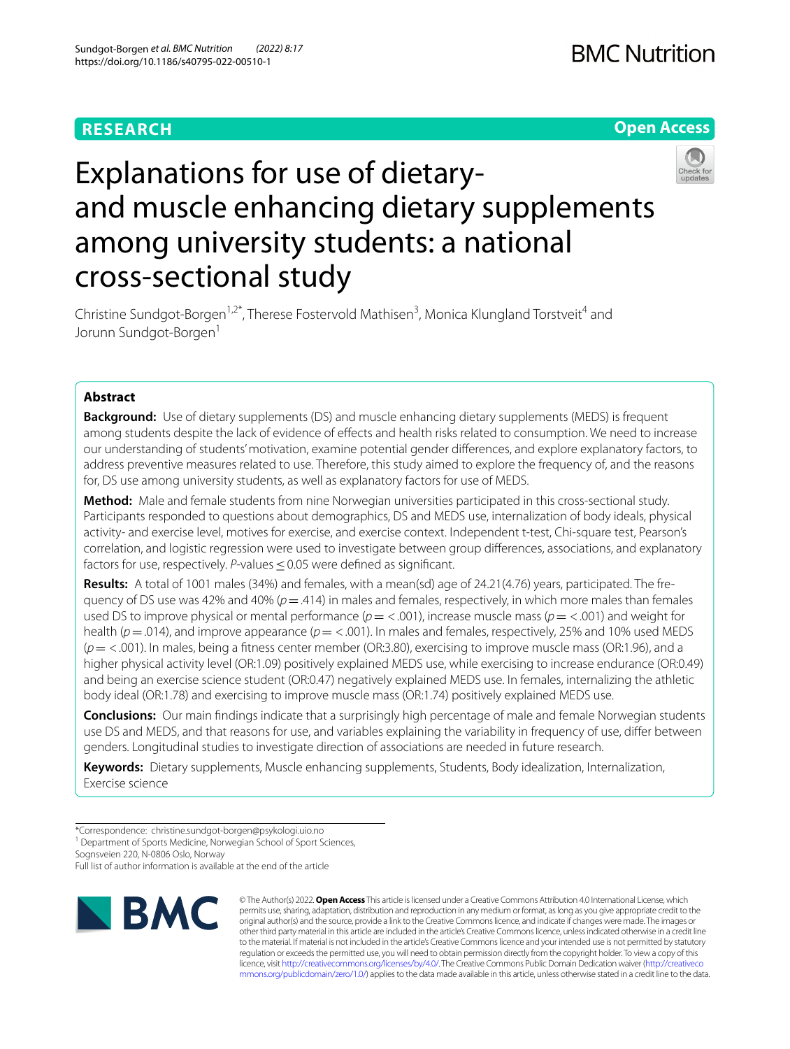RESEARCH

Open Access

# Explanations for use of dietary- and muscle enhancing dietary supplements among university students: a national cross-sectional study

Christine Sundgot-Borgen[1,2*], Therese Fostervold Mathisen[3], Monica Klungland Torstveit[4] and Jorunn Sundgot-Borgen[1]

## Abstract

**Background:** Use of dietary supplements (DS) and muscle enhancing dietary supplements (MEDS) is frequent among students despite the lack of evidence of effects and health risks related to consumption. We need to increase our understanding of students' motivation, examine potential gender differences, and explore explanatory factors, to address preventive measures related to use. Therefore, this study aimed to explore the frequency of, and the reasons for, DS use among university students, as well as explanatory factors for use of MEDS.

**Method:** Male and female students from nine Norwegian universities participated in this cross-sectional study. Participants responded to questions about demographics, DS and MEDS use, internalization of body ideals, physical activity- and exercise level, motives for exercise, and exercise context. Independent t-test, Chi-square test, Pearson's correlation, and logistic regression were used to investigate between group differences, associations, and explanatory factors for use, respectively. *P*-values ≤ 0.05 were defined as significant.

**Results:** A total of 1001 males (34%) and females, with a mean(sd) age of 24.21(4.76) years, participated. The frequency of DS use was 42% and 40% ($p = .414$) in males and females, respectively, in which more males than females used DS to improve physical or mental performance ($p = <.001$), increase muscle mass ($p = <.001$) and weight for health ($p = .014$), and improve appearance ($p = <.001$). In males and females, respectively, 25% and 10% used MEDS ($p = <.001$). In males, being a fitness center member (OR:3.80), exercising to improve muscle mass (OR:1.96), and a higher physical activity level (OR:1.09) positively explained MEDS use, while exercising to increase endurance (OR:0.49) and being an exercise science student (OR:0.47) negatively explained MEDS use. In females, internalizing the athletic body ideal (OR:1.78) and exercising to improve muscle mass (OR:1.74) positively explained MEDS use.

**Conclusions:** Our main findings indicate that a surprisingly high percentage of male and female Norwegian students use DS and MEDS, and that reasons for use, and variables explaining the variability in frequency of use, differ between genders. Longitudinal studies to investigate direction of associations are needed in future research.

**Keywords:** Dietary supplements, Muscle enhancing supplements, Students, Body idealization, Internalization, Exercise science

*Correspondence: christine.sundgot-borgen@psykologi.uio.no
[1] Department of Sports Medicine, Norwegian School of Sport Sciences, Sognsveien 220, N-0806 Oslo, Norway
Full list of author information is available at the end of the article

© The Author(s) 2022. **Open Access** This article is licensed under a Creative Commons Attribution 4.0 International License, which permits use, sharing, adaptation, distribution and reproduction in any medium or format, as long as you give appropriate credit to the original author(s) and the source, provide a link to the Creative Commons licence, and indicate if changes were made. The images or other third party material in this article are included in the article's Creative Commons licence, unless indicated otherwise in a credit line to the material. If material is not included in the article's Creative Commons licence and your intended use is not permitted by statutory regulation or exceeds the permitted use, you will need to obtain permission directly from the copyright holder. To view a copy of this licence, visit http://creativecommons.org/licenses/by/4.0/. The Creative Commons Public Domain Dedication waiver (http://creativecommons.org/publicdomain/zero/1.0/) applies to the data made available in this article, unless otherwise stated in a credit line to the data.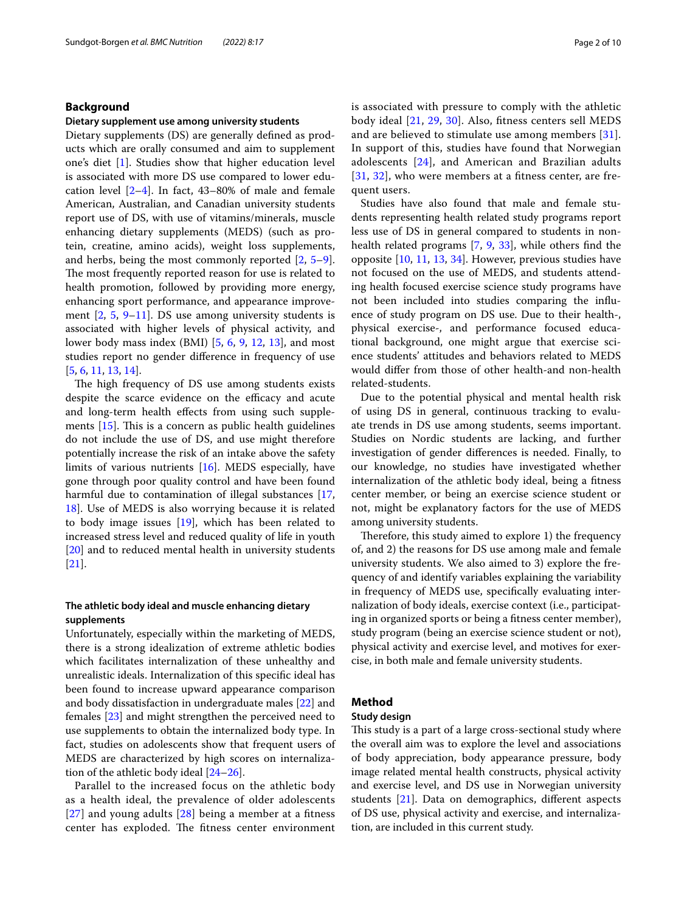## Background

### Dietary supplement use among university students

Dietary supplements (DS) are generally defined as products which are orally consumed and aim to supplement one's diet [1]. Studies show that higher education level is associated with more DS use compared to lower education level [2–4]. In fact, 43–80% of male and female American, Australian, and Canadian university students report use of DS, with use of vitamins/minerals, muscle enhancing dietary supplements (MEDS) (such as protein, creatine, amino acids), weight loss supplements, and herbs, being the most commonly reported [2, 5–9]. The most frequently reported reason for use is related to health promotion, followed by providing more energy, enhancing sport performance, and appearance improvement [2, 5, 9–11]. DS use among university students is associated with higher levels of physical activity, and lower body mass index (BMI) [5, 6, 9, 12, 13], and most studies report no gender difference in frequency of use [5, 6, 11, 13, 14].

The high frequency of DS use among students exists despite the scarce evidence on the efficacy and acute and long-term health effects from using such supplements [15]. This is a concern as public health guidelines do not include the use of DS, and use might therefore potentially increase the risk of an intake above the safety limits of various nutrients [16]. MEDS especially, have gone through poor quality control and have been found harmful due to contamination of illegal substances [17, 18]. Use of MEDS is also worrying because it is related to body image issues [19], which has been related to increased stress level and reduced quality of life in youth [20] and to reduced mental health in university students [21].

### The athletic body ideal and muscle enhancing dietary supplements

Unfortunately, especially within the marketing of MEDS, there is a strong idealization of extreme athletic bodies which facilitates internalization of these unhealthy and unrealistic ideals. Internalization of this specific ideal has been found to increase upward appearance comparison and body dissatisfaction in undergraduate males [22] and females [23] and might strengthen the perceived need to use supplements to obtain the internalized body type. In fact, studies on adolescents show that frequent users of MEDS are characterized by high scores on internalization of the athletic body ideal [24–26].

Parallel to the increased focus on the athletic body as a health ideal, the prevalence of older adolescents [27] and young adults [28] being a member at a fitness center has exploded. The fitness center environment is associated with pressure to comply with the athletic body ideal [21, 29, 30]. Also, fitness centers sell MEDS and are believed to stimulate use among members [31]. In support of this, studies have found that Norwegian adolescents [24], and American and Brazilian adults [31, 32], who were members at a fitness center, are frequent users.

Studies have also found that male and female students representing health related study programs report less use of DS in general compared to students in non-health related programs [7, 9, 33], while others find the opposite [10, 11, 13, 34]. However, previous studies have not focused on the use of MEDS, and students attending health focused exercise science study programs have not been included into studies comparing the influence of study program on DS use. Due to their health-, physical exercise-, and performance focused educational background, one might argue that exercise science students' attitudes and behaviors related to MEDS would differ from those of other health-and non-health related-students.

Due to the potential physical and mental health risk of using DS in general, continuous tracking to evaluate trends in DS use among students, seems important. Studies on Nordic students are lacking, and further investigation of gender differences is needed. Finally, to our knowledge, no studies have investigated whether internalization of the athletic body ideal, being a fitness center member, or being an exercise science student or not, might be explanatory factors for the use of MEDS among university students.

Therefore, this study aimed to explore 1) the frequency of, and 2) the reasons for DS use among male and female university students. We also aimed to 3) explore the frequency of and identify variables explaining the variability in frequency of MEDS use, specifically evaluating internalization of body ideals, exercise context (i.e., participating in organized sports or being a fitness center member), study program (being an exercise science student or not), physical activity and exercise level, and motives for exercise, in both male and female university students.

## Method

### Study design

This study is a part of a large cross-sectional study where the overall aim was to explore the level and associations of body appreciation, body appearance pressure, body image related mental health constructs, physical activity and exercise level, and DS use in Norwegian university students [21]. Data on demographics, different aspects of DS use, physical activity and exercise, and internalization, are included in this current study.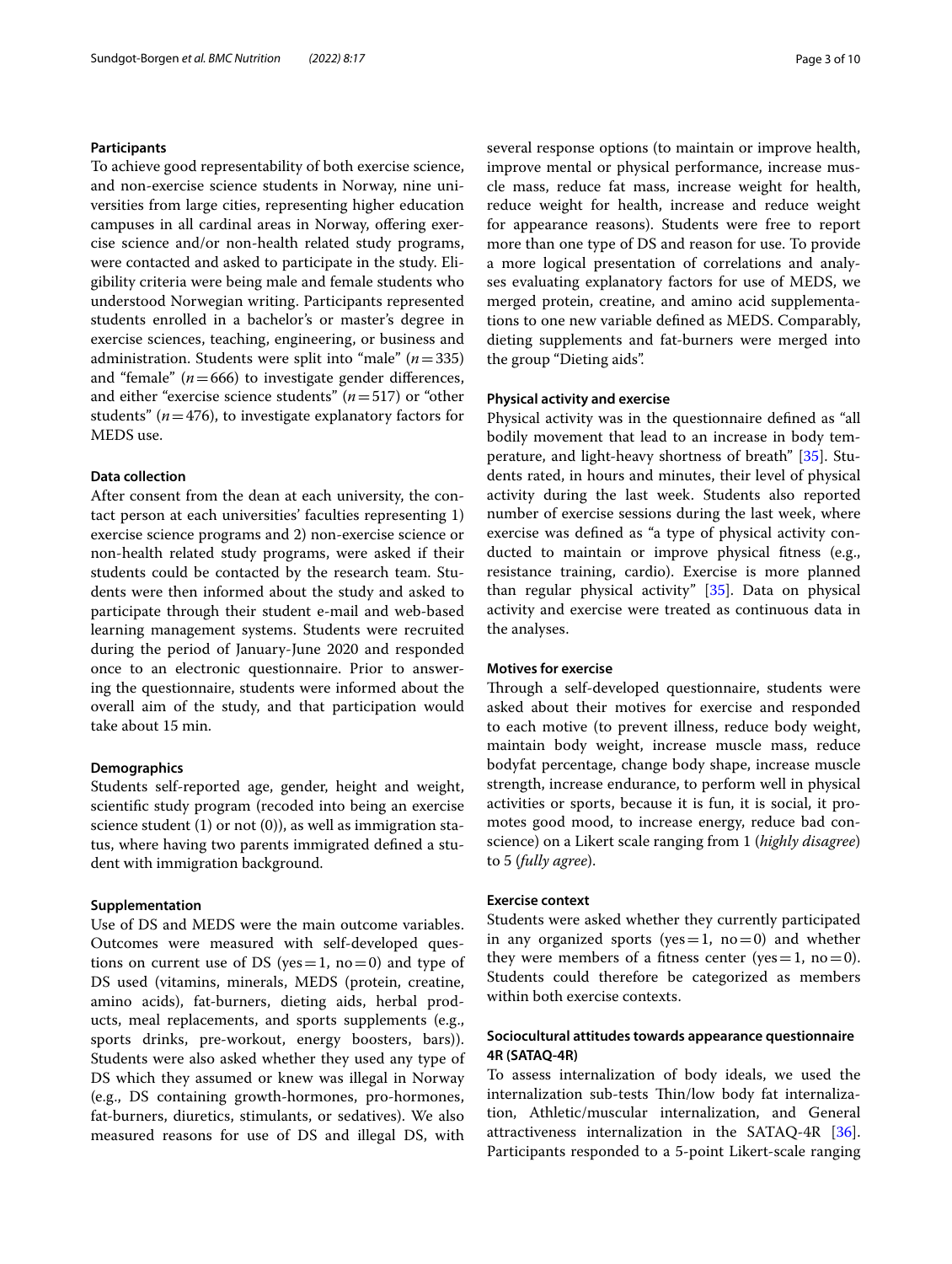### Participants

To achieve good representability of both exercise science, and non-exercise science students in Norway, nine universities from large cities, representing higher education campuses in all cardinal areas in Norway, offering exercise science and/or non-health related study programs, were contacted and asked to participate in the study. Eligibility criteria were being male and female students who understood Norwegian writing. Participants represented students enrolled in a bachelor's or master's degree in exercise sciences, teaching, engineering, or business and administration. Students were split into "male" ($n=335$) and "female" ($n=666$) to investigate gender differences, and either "exercise science students" ($n=517$) or "other students" ($n=476$), to investigate explanatory factors for MEDS use.

### Data collection

After consent from the dean at each university, the contact person at each universities' faculties representing 1) exercise science programs and 2) non-exercise science or non-health related study programs, were asked if their students could be contacted by the research team. Students were then informed about the study and asked to participate through their student e-mail and web-based learning management systems. Students were recruited during the period of January-June 2020 and responded once to an electronic questionnaire. Prior to answering the questionnaire, students were informed about the overall aim of the study, and that participation would take about 15 min.

### Demographics

Students self-reported age, gender, height and weight, scientific study program (recoded into being an exercise science student (1) or not (0)), as well as immigration status, where having two parents immigrated defined a student with immigration background.

### Supplementation

Use of DS and MEDS were the main outcome variables. Outcomes were measured with self-developed questions on current use of DS (yes = 1, no = 0) and type of DS used (vitamins, minerals, MEDS (protein, creatine, amino acids), fat-burners, dieting aids, herbal products, meal replacements, and sports supplements (e.g., sports drinks, pre-workout, energy boosters, bars)). Students were also asked whether they used any type of DS which they assumed or knew was illegal in Norway (e.g., DS containing growth-hormones, pro-hormones, fat-burners, diuretics, stimulants, or sedatives). We also measured reasons for use of DS and illegal DS, with several response options (to maintain or improve health, improve mental or physical performance, increase muscle mass, reduce fat mass, increase weight for health, reduce weight for health, increase and reduce weight for appearance reasons). Students were free to report more than one type of DS and reason for use. To provide a more logical presentation of correlations and analyses evaluating explanatory factors for use of MEDS, we merged protein, creatine, and amino acid supplementations to one new variable defined as MEDS. Comparably, dieting supplements and fat-burners were merged into the group "Dieting aids".

### Physical activity and exercise

Physical activity was in the questionnaire defined as "all bodily movement that lead to an increase in body temperature, and light-heavy shortness of breath" [35]. Students rated, in hours and minutes, their level of physical activity during the last week. Students also reported number of exercise sessions during the last week, where exercise was defined as "a type of physical activity conducted to maintain or improve physical fitness (e.g., resistance training, cardio). Exercise is more planned than regular physical activity" [35]. Data on physical activity and exercise were treated as continuous data in the analyses.

### Motives for exercise

Through a self-developed questionnaire, students were asked about their motives for exercise and responded to each motive (to prevent illness, reduce body weight, maintain body weight, increase muscle mass, reduce bodyfat percentage, change body shape, increase muscle strength, increase endurance, to perform well in physical activities or sports, because it is fun, it is social, it promotes good mood, to increase energy, reduce bad conscience) on a Likert scale ranging from 1 (*highly disagree*) to 5 (*fully agree*).

### Exercise context

Students were asked whether they currently participated in any organized sports (yes = 1, no = 0) and whether they were members of a fitness center (yes = 1, no = 0). Students could therefore be categorized as members within both exercise contexts.

### Sociocultural attitudes towards appearance questionnaire 4R (SATAQ-4R)

To assess internalization of body ideals, we used the internalization sub-tests Thin/low body fat internalization, Athletic/muscular internalization, and General attractiveness internalization in the SATAQ-4R [36]. Participants responded to a 5-point Likert-scale ranging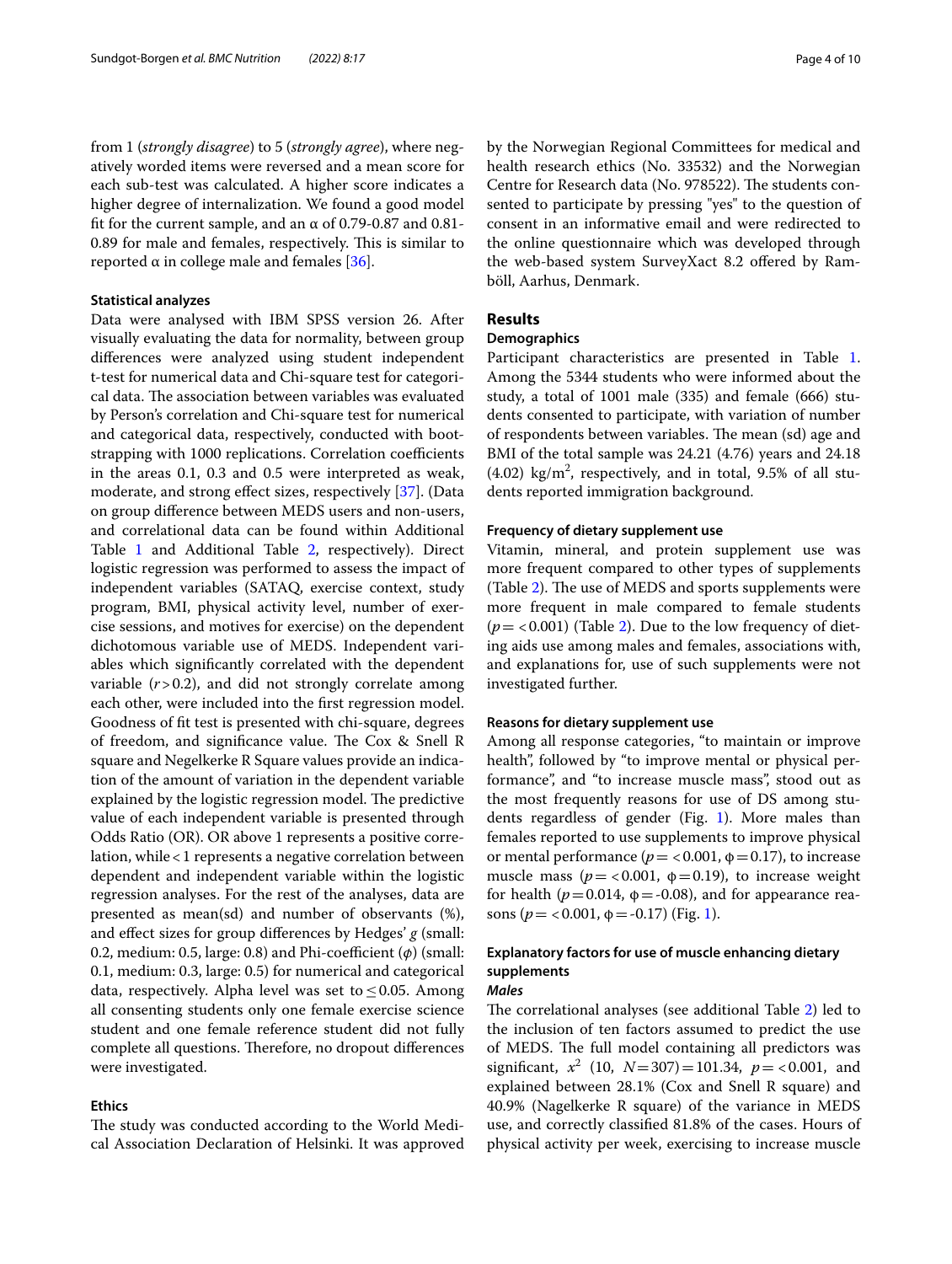from 1 (*strongly disagree*) to 5 (*strongly agree*), where negatively worded items were reversed and a mean score for each sub-test was calculated. A higher score indicates a higher degree of internalization. We found a good model fit for the current sample, and an α of 0.79-0.87 and 0.81-0.89 for male and females, respectively. This is similar to reported α in college male and females [36].

### Statistical analyzes

Data were analysed with IBM SPSS version 26. After visually evaluating the data for normality, between group differences were analyzed using student independent t-test for numerical data and Chi-square test for categorical data. The association between variables was evaluated by Person's correlation and Chi-square test for numerical and categorical data, respectively, conducted with bootstrapping with 1000 replications. Correlation coefficients in the areas 0.1, 0.3 and 0.5 were interpreted as weak, moderate, and strong effect sizes, respectively [37]. (Data on group difference between MEDS users and non-users, and correlational data can be found within Additional Table 1 and Additional Table 2, respectively). Direct logistic regression was performed to assess the impact of independent variables (SATAQ, exercise context, study program, BMI, physical activity level, number of exercise sessions, and motives for exercise) on the dependent dichotomous variable use of MEDS. Independent variables which significantly correlated with the dependent variable ($r > 0.2$), and did not strongly correlate among each other, were included into the first regression model. Goodness of fit test is presented with chi-square, degrees of freedom, and significance value. The Cox & Snell R square and Negelkerke R Square values provide an indication of the amount of variation in the dependent variable explained by the logistic regression model. The predictive value of each independent variable is presented through Odds Ratio (OR). OR above 1 represents a positive correlation, while < 1 represents a negative correlation between dependent and independent variable within the logistic regression analyses. For the rest of the analyses, data are presented as mean(sd) and number of observants (%), and effect sizes for group differences by Hedges' *g* (small: 0.2, medium: 0.5, large: 0.8) and Phi-coefficient ($\phi$) (small: 0.1, medium: 0.3, large: 0.5) for numerical and categorical data, respectively. Alpha level was set to $\leq 0.05$. Among all consenting students only one female exercise science student and one female reference student did not fully complete all questions. Therefore, no dropout differences were investigated.

### Ethics

The study was conducted according to the World Medical Association Declaration of Helsinki. It was approved by the Norwegian Regional Committees for medical and health research ethics (No. 33532) and the Norwegian Centre for Research data (No. 978522). The students consented to participate by pressing "yes" to the question of consent in an informative email and were redirected to the online questionnaire which was developed through the web-based system SurveyXact 8.2 offered by Ramböll, Aarhus, Denmark.

## Results

### Demographics

Participant characteristics are presented in Table 1. Among the 5344 students who were informed about the study, a total of 1001 male (335) and female (666) students consented to participate, with variation of number of respondents between variables. The mean (sd) age and BMI of the total sample was 24.21 (4.76) years and 24.18 (4.02) kg/m$^2$, respectively, and in total, 9.5% of all students reported immigration background.

### Frequency of dietary supplement use

Vitamin, mineral, and protein supplement use was more frequent compared to other types of supplements (Table 2). The use of MEDS and sports supplements were more frequent in male compared to female students ($p = < 0.001$) (Table 2). Due to the low frequency of dieting aids use among males and females, associations with, and explanations for, use of such supplements were not investigated further.

### Reasons for dietary supplement use

Among all response categories, "to maintain or improve health", followed by "to improve mental or physical performance", and "to increase muscle mass", stood out as the most frequently reasons for use of DS among students regardless of gender (Fig. 1). More males than females reported to use supplements to improve physical or mental performance ($p = < 0.001$, $\phi = 0.17$), to increase muscle mass ($p = < 0.001$, $\phi = 0.19$), to increase weight for health ($p = 0.014$, $\phi = -0.08$), and for appearance reasons ($p = < 0.001$, $\phi = -0.17$) (Fig. 1).

### Explanatory factors for use of muscle enhancing dietary supplements

#### *Males*

The correlational analyses (see additional Table 2) led to the inclusion of ten factors assumed to predict the use of MEDS. The full model containing all predictors was significant, $x^2$ (10, $N = 307$) $= 101.34$, $p = < 0.001$, and explained between 28.1% (Cox and Snell R square) and 40.9% (Nagelkerke R square) of the variance in MEDS use, and correctly classified 81.8% of the cases. Hours of physical activity per week, exercising to increase muscle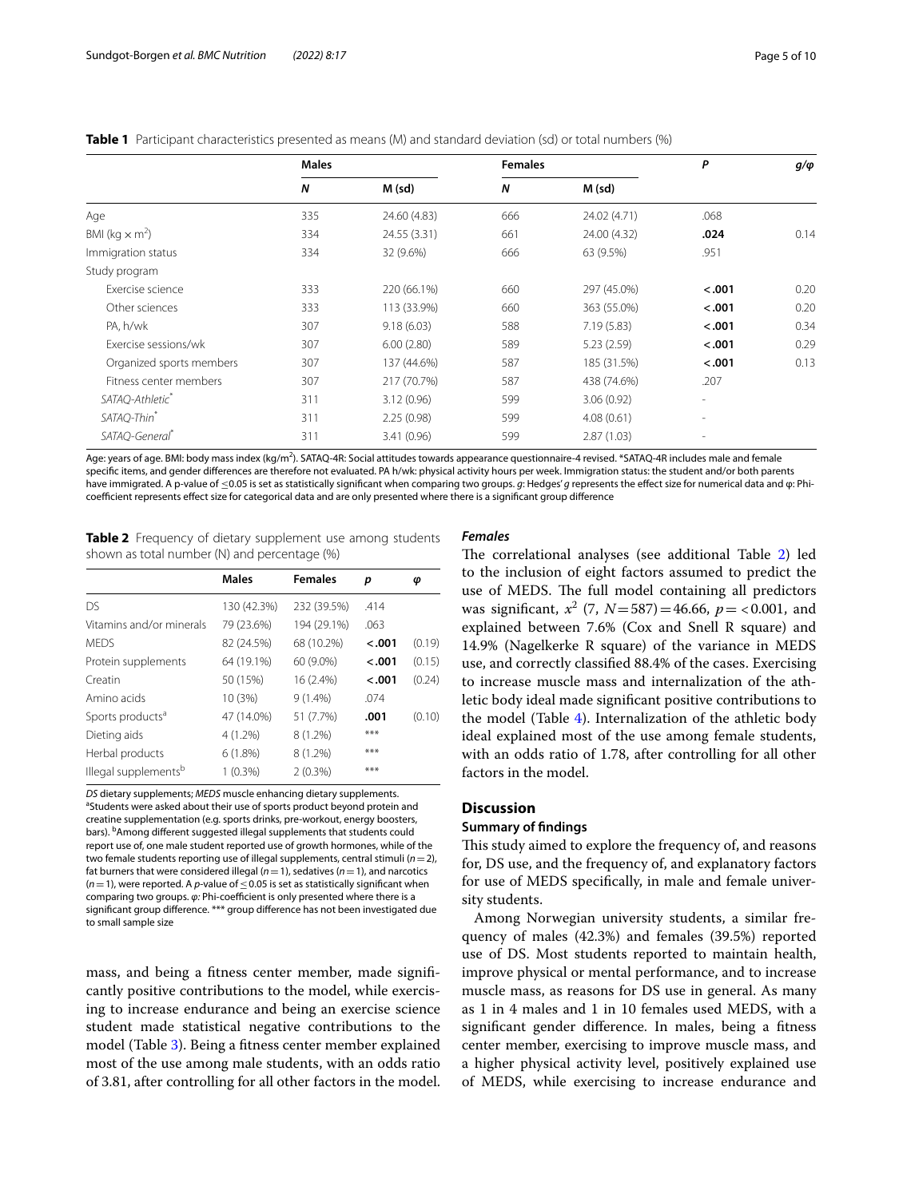**Table 1** Participant characteristics presented as means (M) and standard deviation (sd) or total numbers (%)

| | Males | | Females | | *P* | *g/φ* |
|---|---|---|---|---|---|---|
| | *N* | M (sd) | *N* | M (sd) | | |
| Age | 335 | 24.60 (4.83) | 666 | 24.02 (4.71) | .068 | |
| BMI (kg × m$^2$) | 334 | 24.55 (3.31) | 661 | 24.00 (4.32) | **.024** | 0.14 |
| Immigration status | 334 | 32 (9.6%) | 666 | 63 (9.5%) | .951 | |
| Study program | | | | | | |
| Exercise science | 333 | 220 (66.1%) | 660 | 297 (45.0%) | **<.001** | 0.20 |
| Other sciences | 333 | 113 (33.9%) | 660 | 363 (55.0%) | **<.001** | 0.20 |
| PA, h/wk | 307 | 9.18 (6.03) | 588 | 7.19 (5.83) | **<.001** | 0.34 |
| Exercise sessions/wk | 307 | 6.00 (2.80) | 589 | 5.23 (2.59) | **<.001** | 0.29 |
| Organized sports members | 307 | 137 (44.6%) | 587 | 185 (31.5%) | **<.001** | 0.13 |
| Fitness center members | 307 | 217 (70.7%) | 587 | 438 (74.6%) | .207 | |
| *SATAQ-Athletic*[*] | 311 | 3.12 (0.96) | 599 | 3.06 (0.92) | - | |
| *SATAQ-Thin*[*] | 311 | 2.25 (0.98) | 599 | 4.08 (0.61) | - | |
| *SATAQ-General*[*] | 311 | 3.41 (0.96) | 599 | 2.87 (1.03) | - | |

Age: years of age. BMI: body mass index (kg/m$^2$). SATAQ-4R: Social attitudes towards appearance questionnaire-4 revised. *SATAQ-4R includes male and female specific items, and gender differences are therefore not evaluated. PA h/wk: physical activity hours per week. Immigration status: the student and/or both parents have immigrated. A p-value of ≤0.05 is set as statistically significant when comparing two groups. *g*: Hedges' *g* represents the effect size for numerical data and φ: Phi-coefficient represents effect size for categorical data and are only presented where there is a significant group difference

**Table 2** Frequency of dietary supplement use among students shown as total number (N) and percentage (%)

| | Males | Females | *p* | *φ* |
|---|---|---|---|---|
| DS | 130 (42.3%) | 232 (39.5%) | .414 | |
| Vitamins and/or minerals | 79 (23.6%) | 194 (29.1%) | .063 | |
| MEDS | 82 (24.5%) | 68 (10.2%) | **<.001** | (0.19) |
| Protein supplements | 64 (19.1%) | 60 (9.0%) | **<.001** | (0.15) |
| Creatin | 50 (15%) | 16 (2.4%) | **<.001** | (0.24) |
| Amino acids | 10 (3%) | 9 (1.4%) | .074 | |
| Sports products[a] | 47 (14.0%) | 51 (7.7%) | **.001** | (0.10) |
| Dieting aids | 4 (1.2%) | 8 (1.2%) | *** | |
| Herbal products | 6 (1.8%) | 8 (1.2%) | *** | |
| Illegal supplements[b] | 1 (0.3%) | 2 (0.3%) | *** | |

*DS* dietary supplements; *MEDS* muscle enhancing dietary supplements. [a]Students were asked about their use of sports product beyond protein and creatine supplementation (e.g. sports drinks, pre-workout, energy boosters, bars). [b]Among different suggested illegal supplements that students could report use of, one male student reported use of growth hormones, while of the two female students reporting use of illegal supplements, central stimuli ($n=2$), fat burners that were considered illegal ($n=1$), sedatives ($n=1$), and narcotics ($n=1$), were reported. A *p*-value of ≤0.05 is set as statistically significant when comparing two groups. *φ*: Phi-coefficient is only presented where there is a significant group difference. *** group difference has not been investigated due to small sample size

mass, and being a fitness center member, made significantly positive contributions to the model, while exercising to increase endurance and being an exercise science student made statistical negative contributions to the model (Table 3). Being a fitness center member explained most of the use among male students, with an odds ratio of 3.81, after controlling for all other factors in the model.

### *Females*

The correlational analyses (see additional Table 2) led to the inclusion of eight factors assumed to predict the use of MEDS. The full model containing all predictors was significant, $x^2$ (7, $N=587$) = 46.66, $p=<0.001$, and explained between 7.6% (Cox and Snell R square) and 14.9% (Nagelkerke R square) of the variance in MEDS use, and correctly classified 88.4% of the cases. Exercising to increase muscle mass and internalization of the athletic body ideal made significant positive contributions to the model (Table 4). Internalization of the athletic body ideal explained most of the use among female students, with an odds ratio of 1.78, after controlling for all other factors in the model.

## Discussion

### Summary of findings

This study aimed to explore the frequency of, and reasons for, DS use, and the frequency of, and explanatory factors for use of MEDS specifically, in male and female university students.

Among Norwegian university students, a similar frequency of males (42.3%) and females (39.5%) reported use of DS. Most students reported to maintain health, improve physical or mental performance, and to increase muscle mass, as reasons for DS use in general. As many as 1 in 4 males and 1 in 10 females used MEDS, with a significant gender difference. In males, being a fitness center member, exercising to improve muscle mass, and a higher physical activity level, positively explained use of MEDS, while exercising to increase endurance and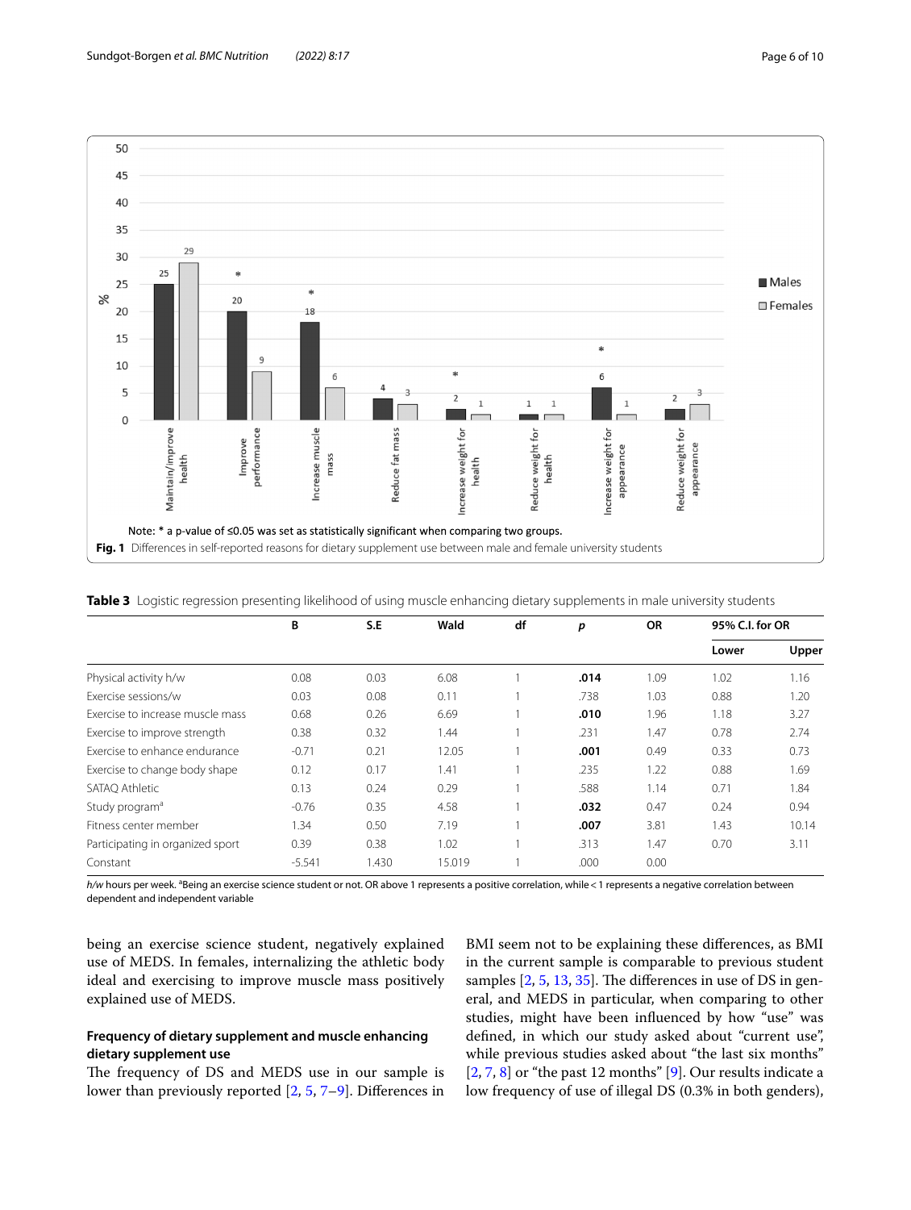Note: * a p-value of ≤0.05 was set as statistically significant when comparing two groups.

**Fig. 1** Differences in self-reported reasons for dietary supplement use between male and female university students

**Table 3** Logistic regression presenting likelihood of using muscle enhancing dietary supplements in male university students

| | B | S.E | Wald | df | *p* | OR | 95% C.I. for OR | |
|---|---|---|---|---|---|---|---|---|
| | | | | | | | Lower | Upper |
| Physical activity h/w | 0.08 | 0.03 | 6.08 | 1 | **.014** | 1.09 | 1.02 | 1.16 |
| Exercise sessions/w | 0.03 | 0.08 | 0.11 | 1 | .738 | 1.03 | 0.88 | 1.20 |
| Exercise to increase muscle mass | 0.68 | 0.26 | 6.69 | 1 | **.010** | 1.96 | 1.18 | 3.27 |
| Exercise to improve strength | 0.38 | 0.32 | 1.44 | 1 | .231 | 1.47 | 0.78 | 2.74 |
| Exercise to enhance endurance | -0.71 | 0.21 | 12.05 | 1 | **.001** | 0.49 | 0.33 | 0.73 |
| Exercise to change body shape | 0.12 | 0.17 | 1.41 | 1 | .235 | 1.22 | 0.88 | 1.69 |
| SATAQ Athletic | 0.13 | 0.24 | 0.29 | 1 | .588 | 1.14 | 0.71 | 1.84 |
| Study program[a] | -0.76 | 0.35 | 4.58 | 1 | **.032** | 0.47 | 0.24 | 0.94 |
| Fitness center member | 1.34 | 0.50 | 7.19 | 1 | **.007** | 3.81 | 1.43 | 10.14 |
| Participating in organized sport | 0.39 | 0.38 | 1.02 | 1 | .313 | 1.47 | 0.70 | 3.11 |
| Constant | -5.541 | 1.430 | 15.019 | 1 | .000 | 0.00 | | |

*h/w* hours per week. [a]Being an exercise science student or not. OR above 1 represents a positive correlation, while < 1 represents a negative correlation between dependent and independent variable

being an exercise science student, negatively explained use of MEDS. In females, internalizing the athletic body ideal and exercising to improve muscle mass positively explained use of MEDS.

### Frequency of dietary supplement and muscle enhancing dietary supplement use

The frequency of DS and MEDS use in our sample is lower than previously reported [2, 5, 7–9]. Differences in BMI seem not to be explaining these differences, as BMI in the current sample is comparable to previous student samples [2, 5, 13, 35]. The differences in use of DS in general, and MEDS in particular, when comparing to other studies, might have been influenced by how "use" was defined, in which our study asked about "current use", while previous studies asked about "the last six months" [2, 7, 8] or "the past 12 months" [9]. Our results indicate a low frequency of use of illegal DS (0.3% in both genders),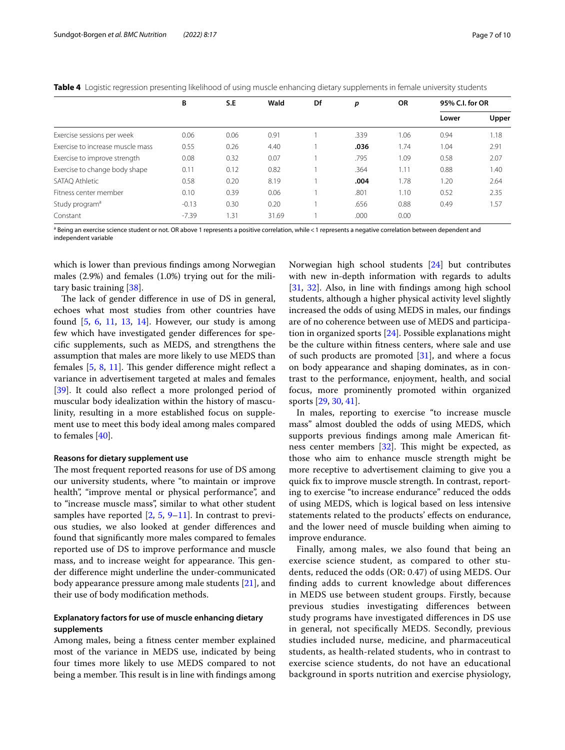**Table 4** Logistic regression presenting likelihood of using muscle enhancing dietary supplements in female university students

| | B | S.E | Wald | Df | *p* | OR | 95% C.I. for OR | |
|---|---|---|---|---|---|---|---|---|
| | | | | | | | Lower | Upper |
| Exercise sessions per week | 0.06 | 0.06 | 0.91 | 1 | .339 | 1.06 | 0.94 | 1.18 |
| Exercise to increase muscle mass | 0.55 | 0.26 | 4.40 | 1 | **.036** | 1.74 | 1.04 | 2.91 |
| Exercise to improve strength | 0.08 | 0.32 | 0.07 | 1 | .795 | 1.09 | 0.58 | 2.07 |
| Exercise to change body shape | 0.11 | 0.12 | 0.82 | 1 | .364 | 1.11 | 0.88 | 1.40 |
| SATAQ Athletic | 0.58 | 0.20 | 8.19 | 1 | **.004** | 1.78 | 1.20 | 2.64 |
| Fitness center member | 0.10 | 0.39 | 0.06 | 1 | .801 | 1.10 | 0.52 | 2.35 |
| Study program[a] | -0.13 | 0.30 | 0.20 | 1 | .656 | 0.88 | 0.49 | 1.57 |
| Constant | -7.39 | 1.31 | 31.69 | 1 | .000 | 0.00 | | |

[a] Being an exercise science student or not. OR above 1 represents a positive correlation, while < 1 represents a negative correlation between dependent and independent variable

which is lower than previous findings among Norwegian males (2.9%) and females (1.0%) trying out for the military basic training [38].

The lack of gender difference in use of DS in general, echoes what most studies from other countries have found [5, 6, 11, 13, 14]. However, our study is among few which have investigated gender differences for specific supplements, such as MEDS, and strengthens the assumption that males are more likely to use MEDS than females [5, 8, 11]. This gender difference might reflect a variance in advertisement targeted at males and females [39]. It could also reflect a more prolonged period of muscular body idealization within the history of masculinity, resulting in a more established focus on supplement use to meet this body ideal among males compared to females [40].

#### Reasons for dietary supplement use

The most frequent reported reasons for use of DS among our university students, where "to maintain or improve health", "improve mental or physical performance", and to "increase muscle mass", similar to what other student samples have reported [2, 5, 9–11]. In contrast to previous studies, we also looked at gender differences and found that significantly more males compared to females reported use of DS to improve performance and muscle mass, and to increase weight for appearance. This gender difference might underline the under-communicated body appearance pressure among male students [21], and their use of body modification methods.

#### Explanatory factors for use of muscle enhancing dietary supplements

Among males, being a fitness center member explained most of the variance in MEDS use, indicated by being four times more likely to use MEDS compared to not being a member. This result is in line with findings among Norwegian high school students [24] but contributes with new in-depth information with regards to adults [31, 32]. Also, in line with findings among high school students, although a higher physical activity level slightly increased the odds of using MEDS in males, our findings are of no coherence between use of MEDS and participation in organized sports [24]. Possible explanations might be the culture within fitness centers, where sale and use of such products are promoted [31], and where a focus on body appearance and shaping dominates, as in contrast to the performance, enjoyment, health, and social focus, more prominently promoted within organized sports [29, 30, 41].

In males, reporting to exercise "to increase muscle mass" almost doubled the odds of using MEDS, which supports previous findings among male American fitness center members [32]. This might be expected, as those who aim to enhance muscle strength might be more receptive to advertisement claiming to give you a quick fix to improve muscle strength. In contrast, reporting to exercise "to increase endurance" reduced the odds of using MEDS, which is logical based on less intensive statements related to the products' effects on endurance, and the lower need of muscle building when aiming to improve endurance.

Finally, among males, we also found that being an exercise science student, as compared to other students, reduced the odds (OR: 0.47) of using MEDS. Our finding adds to current knowledge about differences in MEDS use between student groups. Firstly, because previous studies investigating differences between study programs have investigated differences in DS use in general, not specifically MEDS. Secondly, previous studies included nurse, medicine, and pharmaceutical students, as health-related students, who in contrast to exercise science students, do not have an educational background in sports nutrition and exercise physiology,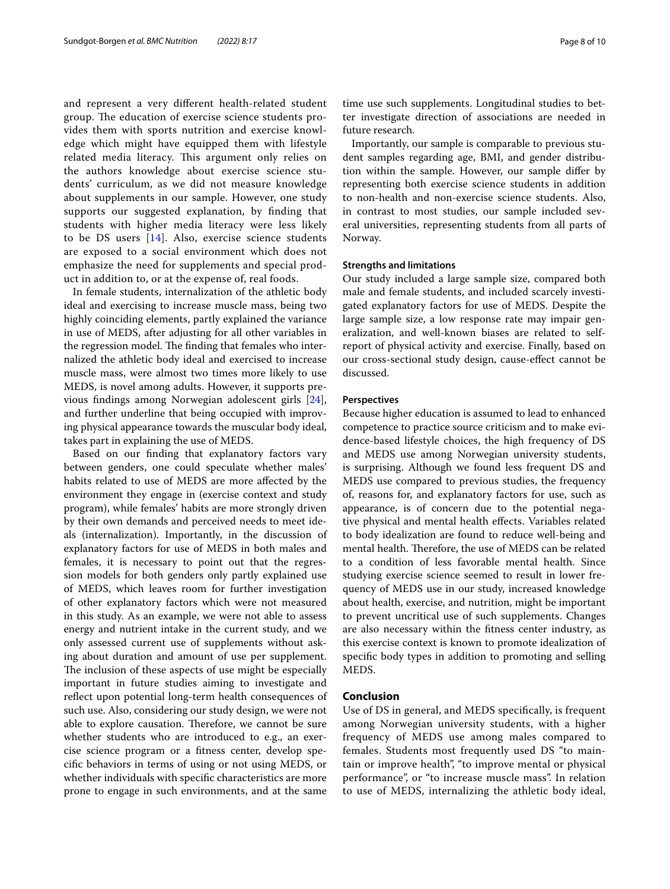and represent a very different health-related student group. The education of exercise science students provides them with sports nutrition and exercise knowledge which might have equipped them with lifestyle related media literacy. This argument only relies on the authors knowledge about exercise science students' curriculum, as we did not measure knowledge about supplements in our sample. However, one study supports our suggested explanation, by finding that students with higher media literacy were less likely to be DS users [14]. Also, exercise science students are exposed to a social environment which does not emphasize the need for supplements and special product in addition to, or at the expense of, real foods.

In female students, internalization of the athletic body ideal and exercising to increase muscle mass, being two highly coinciding elements, partly explained the variance in use of MEDS, after adjusting for all other variables in the regression model. The finding that females who internalized the athletic body ideal and exercised to increase muscle mass, were almost two times more likely to use MEDS, is novel among adults. However, it supports previous findings among Norwegian adolescent girls [24], and further underline that being occupied with improving physical appearance towards the muscular body ideal, takes part in explaining the use of MEDS.

Based on our finding that explanatory factors vary between genders, one could speculate whether males' habits related to use of MEDS are more affected by the environment they engage in (exercise context and study program), while females' habits are more strongly driven by their own demands and perceived needs to meet ideals (internalization). Importantly, in the discussion of explanatory factors for use of MEDS in both males and females, it is necessary to point out that the regression models for both genders only partly explained use of MEDS, which leaves room for further investigation of other explanatory factors which were not measured in this study. As an example, we were not able to assess energy and nutrient intake in the current study, and we only assessed current use of supplements without asking about duration and amount of use per supplement. The inclusion of these aspects of use might be especially important in future studies aiming to investigate and reflect upon potential long-term health consequences of such use. Also, considering our study design, we were not able to explore causation. Therefore, we cannot be sure whether students who are introduced to e.g., an exercise science program or a fitness center, develop specific behaviors in terms of using or not using MEDS, or whether individuals with specific characteristics are more prone to engage in such environments, and at the same time use such supplements. Longitudinal studies to better investigate direction of associations are needed in future research.

Importantly, our sample is comparable to previous student samples regarding age, BMI, and gender distribution within the sample. However, our sample differ by representing both exercise science students in addition to non-health and non-exercise science students. Also, in contrast to most studies, our sample included several universities, representing students from all parts of Norway.

### Strengths and limitations

Our study included a large sample size, compared both male and female students, and included scarcely investigated explanatory factors for use of MEDS. Despite the large sample size, a low response rate may impair generalization, and well-known biases are related to self-report of physical activity and exercise. Finally, based on our cross-sectional study design, cause-effect cannot be discussed.

### Perspectives

Because higher education is assumed to lead to enhanced competence to practice source criticism and to make evidence-based lifestyle choices, the high frequency of DS and MEDS use among Norwegian university students, is surprising. Although we found less frequent DS and MEDS use compared to previous studies, the frequency of, reasons for, and explanatory factors for use, such as appearance, is of concern due to the potential negative physical and mental health effects. Variables related to body idealization are found to reduce well-being and mental health. Therefore, the use of MEDS can be related to a condition of less favorable mental health. Since studying exercise science seemed to result in lower frequency of MEDS use in our study, increased knowledge about health, exercise, and nutrition, might be important to prevent uncritical use of such supplements. Changes are also necessary within the fitness center industry, as this exercise context is known to promote idealization of specific body types in addition to promoting and selling MEDS.

## Conclusion

Use of DS in general, and MEDS specifically, is frequent among Norwegian university students, with a higher frequency of MEDS use among males compared to females. Students most frequently used DS "to maintain or improve health", "to improve mental or physical performance", or "to increase muscle mass". In relation to use of MEDS, internalizing the athletic body ideal,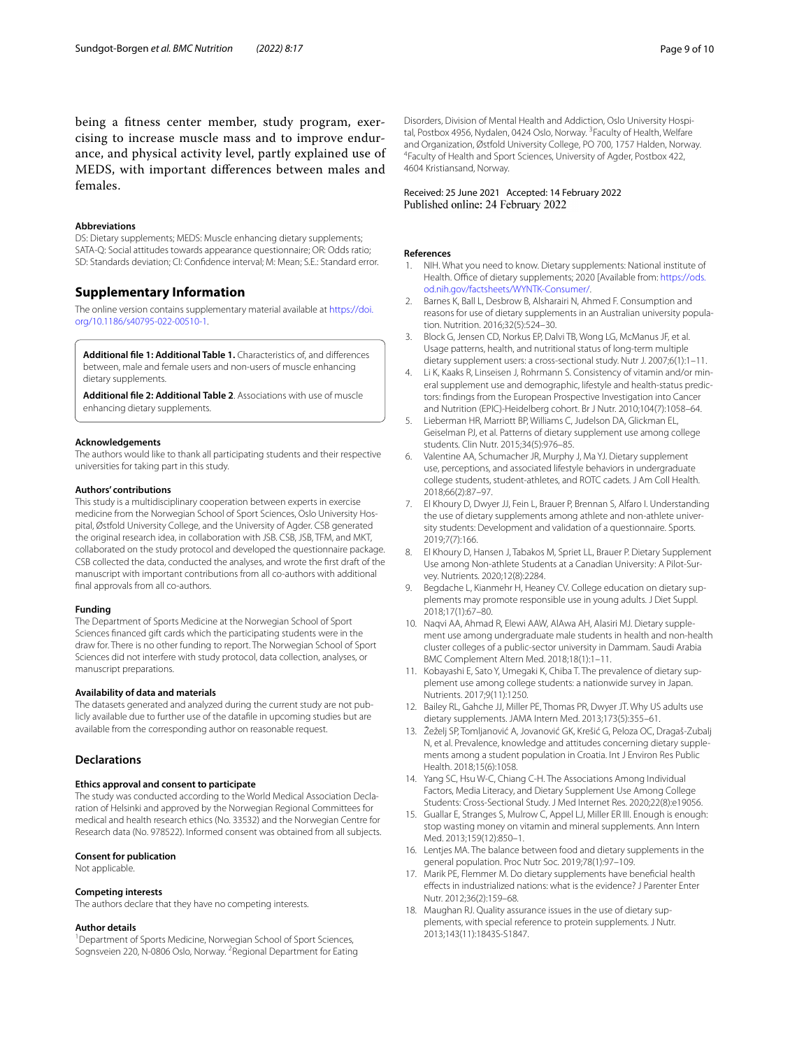being a fitness center member, study program, exercising to increase muscle mass and to improve endurance, and physical activity level, partly explained use of MEDS, with important differences between males and females.

#### Abbreviations

DS: Dietary supplements; MEDS: Muscle enhancing dietary supplements; SATA-Q: Social attitudes towards appearance questionnaire; OR: Odds ratio; SD: Standards deviation; CI: Confidence interval; M: Mean; S.E.: Standard error.

## Supplementary Information

The online version contains supplementary material available at https://doi.org/10.1186/s40795-022-00510-1.

**Additional file 1: Additional Table 1.** Characteristics of, and differences between, male and female users and non-users of muscle enhancing dietary supplements.

**Additional file 2: Additional Table 2**. Associations with use of muscle enhancing dietary supplements.

#### Acknowledgements

The authors would like to thank all participating students and their respective universities for taking part in this study.

#### Authors' contributions

This study is a multidisciplinary cooperation between experts in exercise medicine from the Norwegian School of Sport Sciences, Oslo University Hospital, Østfold University College, and the University of Agder. CSB generated the original research idea, in collaboration with JSB. CSB, JSB, TFM, and MKT, collaborated on the study protocol and developed the questionnaire package. CSB collected the data, conducted the analyses, and wrote the first draft of the manuscript with important contributions from all co-authors with additional final approvals from all co-authors.

#### Funding

The Department of Sports Medicine at the Norwegian School of Sport Sciences financed gift cards which the participating students were in the draw for. There is no other funding to report. The Norwegian School of Sport Sciences did not interfere with study protocol, data collection, analyses, or manuscript preparations.

#### Availability of data and materials

The datasets generated and analyzed during the current study are not publicly available due to further use of the datafile in upcoming studies but are available from the corresponding author on reasonable request.

## Declarations

#### Ethics approval and consent to participate

The study was conducted according to the World Medical Association Declaration of Helsinki and approved by the Norwegian Regional Committees for medical and health research ethics (No. 33532) and the Norwegian Centre for Research data (No. 978522). Informed consent was obtained from all subjects.

#### Consent for publication

Not applicable.

#### Competing interests

The authors declare that they have no competing interests.

#### Author details

[1]Department of Sports Medicine, Norwegian School of Sport Sciences, Sognsveien 220, N-0806 Oslo, Norway. [2]Regional Department for Eating Disorders, Division of Mental Health and Addiction, Oslo University Hospital, Postbox 4956, Nydalen, 0424 Oslo, Norway. [3]Faculty of Health, Welfare and Organization, Østfold University College, PO 700, 1757 Halden, Norway. [4]Faculty of Health and Sport Sciences, University of Agder, Postbox 422, 4604 Kristiansand, Norway.

Received: 25 June 2021 Accepted: 14 February 2022
Published online: 24 February 2022

#### References

1. NIH. What you need to know. Dietary supplements: National institute of Health. Office of dietary supplements; 2020 [Available from: https://ods.od.nih.gov/factsheets/WYNTK-Consumer/.
2. Barnes K, Ball L, Desbrow B, Alsharairi N, Ahmed F. Consumption and reasons for use of dietary supplements in an Australian university population. Nutrition. 2016;32(5):524–30.
3. Block G, Jensen CD, Norkus EP, Dalvi TB, Wong LG, McManus JF, et al. Usage patterns, health, and nutritional status of long-term multiple dietary supplement users: a cross-sectional study. Nutr J. 2007;6(1):1–11.
4. Li K, Kaaks R, Linseisen J, Rohrmann S. Consistency of vitamin and/or mineral supplement use and demographic, lifestyle and health-status predictors: findings from the European Prospective Investigation into Cancer and Nutrition (EPIC)-Heidelberg cohort. Br J Nutr. 2010;104(7):1058–64.
5. Lieberman HR, Marriott BP, Williams C, Judelson DA, Glickman EL, Geiselman PJ, et al. Patterns of dietary supplement use among college students. Clin Nutr. 2015;34(5):976–85.
6. Valentine AA, Schumacher JR, Murphy J, Ma YJ. Dietary supplement use, perceptions, and associated lifestyle behaviors in undergraduate college students, student-athletes, and ROTC cadets. J Am Coll Health. 2018;66(2):87–97.
7. El Khoury D, Dwyer JJ, Fein L, Brauer P, Brennan S, Alfaro I. Understanding the use of dietary supplements among athlete and non-athlete university students: Development and validation of a questionnaire. Sports. 2019;7(7):166.
8. El Khoury D, Hansen J, Tabakos M, Spriet LL, Brauer P. Dietary Supplement Use among Non-athlete Students at a Canadian University: A Pilot-Survey. Nutrients. 2020;12(8):2284.
9. Begdache L, Kianmehr H, Heaney CV. College education on dietary supplements may promote responsible use in young adults. J Diet Suppl. 2018;17(1):67–80.
10. Naqvi AA, Ahmad R, Elewi AAW, AlAwa AH, Alasiri MJ. Dietary supplement use among undergraduate male students in health and non-health cluster colleges of a public-sector university in Dammam, Saudi Arabia BMC Complement Altern Med. 2018;18(1):1–11.
11. Kobayashi E, Sato Y, Umegaki K, Chiba T. The prevalence of dietary supplement use among college students: a nationwide survey in Japan. Nutrients. 2017;9(11):1250.
12. Bailey RL, Gahche JJ, Miller PE, Thomas PR, Dwyer JT. Why US adults use dietary supplements. JAMA Intern Med. 2013;173(5):355–61.
13. Žeželj SP, Tomljanović A, Jovanović GK, Krešić G, Peloza OC, Dragaš-Zubalj N, et al. Prevalence, knowledge and attitudes concerning dietary supplements among a student population in Croatia. Int J Environ Res Public Health. 2018;15(6):1058.
14. Yang SC, Hsu W-C, Chiang C-H. The Associations Among Individual Factors, Media Literacy, and Dietary Supplement Use Among College Students: Cross-Sectional Study. J Med Internet Res. 2020;22(8):e19056.
15. Guallar E, Stranges S, Mulrow C, Appel LJ, Miller ER III. Enough is enough: stop wasting money on vitamin and mineral supplements. Ann Intern Med. 2013;159(12):850–1.
16. Lentjes MA. The balance between food and dietary supplements in the general population. Proc Nutr Soc. 2019;78(1):97–109.
17. Marik PE, Flemmer M. Do dietary supplements have beneficial health effects in industrialized nations: what is the evidence? J Parenter Enter Nutr. 2012;36(2):159–68.
18. Maughan RJ. Quality assurance issues in the use of dietary supplements, with special reference to protein supplements. J Nutr. 2013;143(11):1843S-S1847.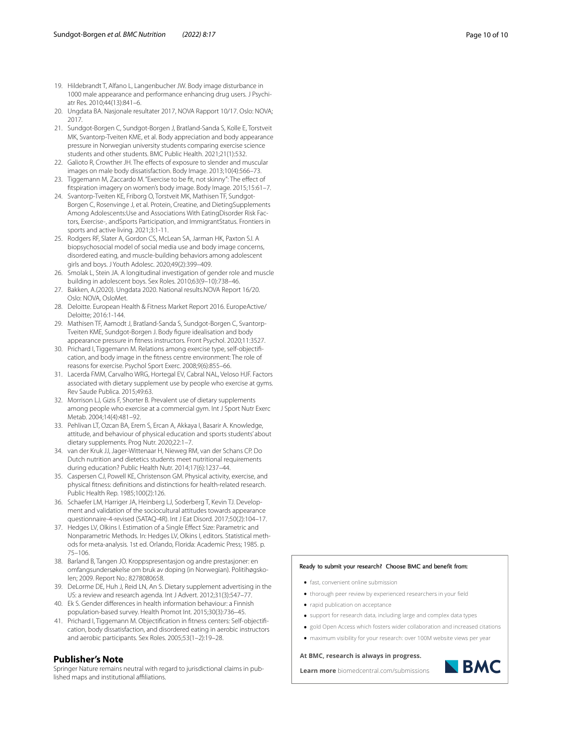19. Hildebrandt T, Alfano L, Langenbucher JW. Body image disturbance in 1000 male appearance and performance enhancing drug users. J Psychiatr Res. 2010;44(13):841–6.
20. Ungdata BA. Nasjonale resultater 2017, NOVA Rapport 10/17. Oslo: NOVA; 2017.
21. Sundgot-Borgen C, Sundgot-Borgen J, Bratland-Sanda S, Kolle E, Torstveit MK, Svantorp-Tveiten KME, et al. Body appreciation and body appearance pressure in Norwegian university students comparing exercise science students and other students. BMC Public Health. 2021;21(1):532.
22. Galioto R, Crowther JH. The effects of exposure to slender and muscular images on male body dissatisfaction. Body Image. 2013;10(4):566–73.
23. Tiggemann M, Zaccardo M. "Exercise to be fit, not skinny": The effect of fitspiration imagery on women's body image. Body Image. 2015;15:61–7.
24. Svantorp-Tveiten KE, Friborg O, Torstveit MK, Mathisen TF, Sundgot-Borgen C, Rosenvinge J, et al. Protein, Creatine, and DietingSupplements Among Adolescents:Use and Associations With EatingDisorder Risk Factors, Exercise-, andSports Participation, and ImmigrantStatus. Frontiers in sports and active living. 2021;3:1-11.
25. Rodgers RF, Slater A, Gordon CS, McLean SA, Jarman HK, Paxton SJ. A biopsychosocial model of social media use and body image concerns, disordered eating, and muscle-building behaviors among adolescent girls and boys. J Youth Adolesc. 2020;49(2):399–409.
26. Smolak L, Stein JA. A longitudinal investigation of gender role and muscle building in adolescent boys. Sex Roles. 2010;63(9–10):738–46.
27. Bakken, A.(2020). Ungdata 2020. National results.NOVA Report 16/20. Oslo: NOVA, OsloMet.
28. Deloitte. European Health & Fitness Market Report 2016. EuropeActive/ Deloitte; 2016:1-144.
29. Mathisen TF, Aamodt J, Bratland-Sanda S, Sundgot-Borgen C, Svantorp-Tveiten KME, Sundgot-Borgen J. Body figure idealisation and body appearance pressure in fitness instructors. Front Psychol. 2020;11:3527.
30. Prichard I, Tiggemann M. Relations among exercise type, self-objectification, and body image in the fitness centre environment: The role of reasons for exercise. Psychol Sport Exerc. 2008;9(6):855–66.
31. Lacerda FMM, Carvalho WRG, Hortegal EV, Cabral NAL, Veloso HJF. Factors associated with dietary supplement use by people who exercise at gyms. Rev Saude Publica. 2015;49:63.
32. Morrison LJ, Gizis F, Shorter B. Prevalent use of dietary supplements among people who exercise at a commercial gym. Int J Sport Nutr Exerc Metab. 2004;14(4):481–92.
33. Pehlivan LT, Ozcan BA, Erem S, Ercan A, Akkaya I, Basarir A. Knowledge, attitude, and behaviour of physical education and sports students' about dietary supplements. Prog Nutr. 2020;22:1–7.
34. van der Kruk JJ, Jager-Wittenaar H, Nieweg RM, van der Schans CP. Do Dutch nutrition and dietetics students meet nutritional requirements during education? Public Health Nutr. 2014;17(6):1237–44.
35. Caspersen CJ, Powell KE, Christenson GM. Physical activity, exercise, and physical fitness: definitions and distinctions for health-related research. Public Health Rep. 1985;100(2):126.
36. Schaefer LM, Harriger JA, Heinberg LJ, Soderberg T, Kevin TJ. Development and validation of the sociocultural attitudes towards appearance questionnaire-4-revised (SATAQ-4R). Int J Eat Disord. 2017;50(2):104–17.
37. Hedges LV, Olkins I. Estimation of a Single Effect Size: Parametric and Nonparametric Methods. In: Hedges LV, Olkins I, editors. Statistical methods for meta-analysis. 1st ed. Orlando, Florida: Academic Press; 1985. p. 75–106.
38. Barland B, Tangen JO. Kroppspresentasjon og andre prestasjoner: en omfangsundersøkelse om bruk av doping (in Norwegian). Politihøgskolen; 2009. Report No.: 8278080658.
39. DeLorme DE, Huh J, Reid LN, An S. Dietary supplement advertising in the US: a review and research agenda. Int J Advert. 2012;31(3):547–77.
40. Ek S. Gender differences in health information behaviour: a Finnish population-based survey. Health Promot Int. 2015;30(3):736–45.
41. Prichard I, Tiggemann M. Objectification in fitness centers: Self-objectification, body dissatisfaction, and disordered eating in aerobic instructors and aerobic participants. Sex Roles. 2005;53(1–2):19–28.

## Publisher's Note

Springer Nature remains neutral with regard to jurisdictional claims in published maps and institutional affiliations.

Ready to submit your research? Choose BMC and benefit from:

- fast, convenient online submission
- thorough peer review by experienced researchers in your field
- rapid publication on acceptance
- support for research data, including large and complex data types
- gold Open Access which fosters wider collaboration and increased citations
- maximum visibility for your research: over 100M website views per year

**At BMC, research is always in progress.**

**Learn more** biomedcentral.com/submissions

BMC